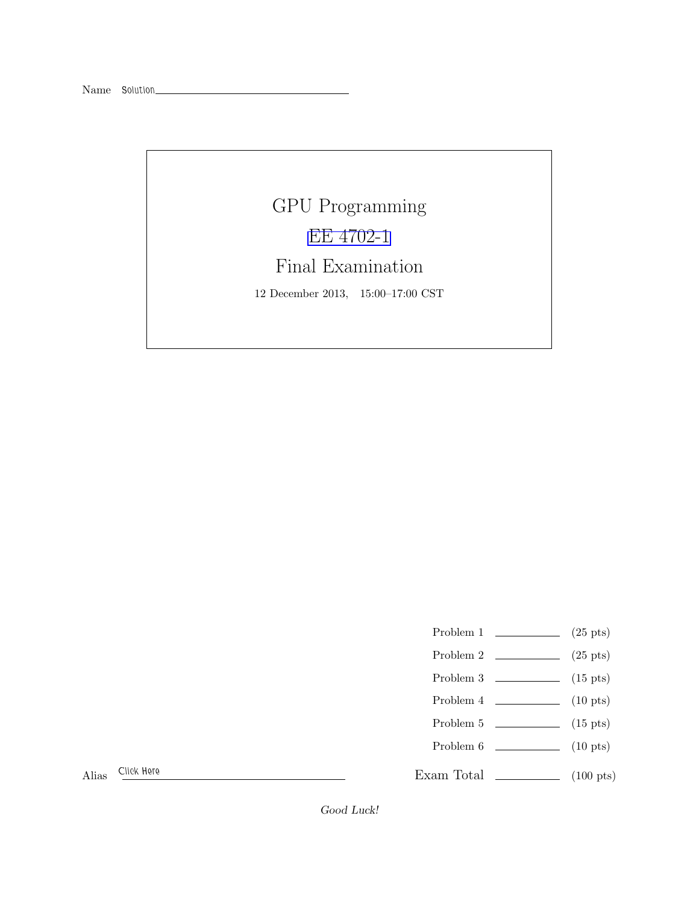Name Solution

# GPU Programming

# EE 4702-1

# Final Examination

12 December 2013, 15:00–17:00 CST

| | | |
|---|---|---|
| Problem 1 | | (25 pts) |
| Problem 2 | | (25 pts) |
| Problem 3 | | (15 pts) |
| Problem 4 | | (10 pts) |
| Problem 5 | | (15 pts) |
| Problem 6 | | (10 pts) |
| Exam Total | | (100 pts) |

Alias Click Here

*Good Luck!*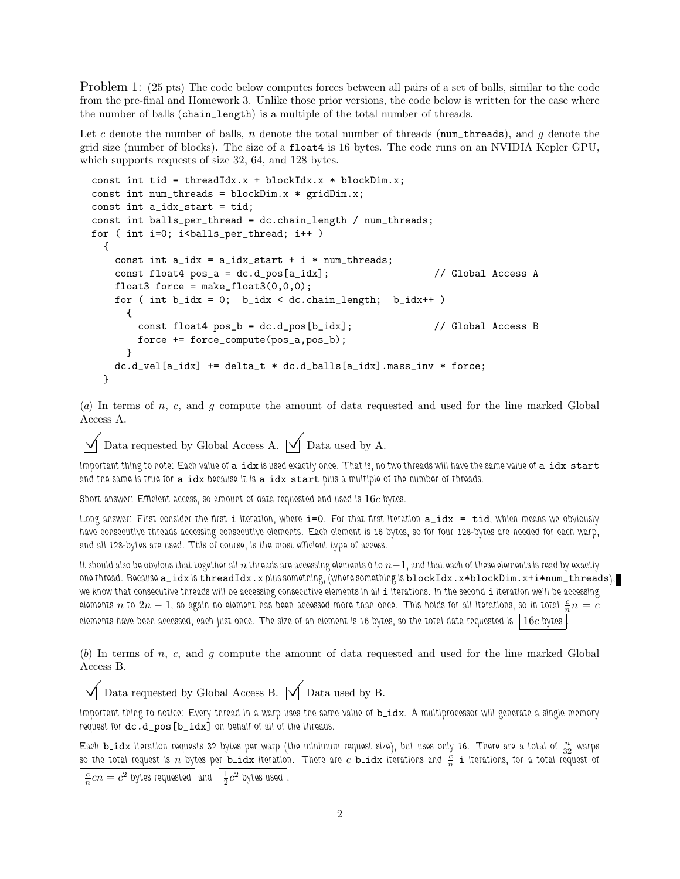Problem 1: (25 pts) The code below computes forces between all pairs of a set of balls, similar to the code from the pre-final and Homework 3. Unlike those prior versions, the code below is written for the case where the number of balls (chain_length) is a multiple of the total number of threads.

Let $c$ denote the number of balls, $n$ denote the total number of threads (num_threads), and $g$ denote the grid size (number of blocks). The size of a float4 is 16 bytes. The code runs on an NVIDIA Kepler GPU, which supports requests of size 32, 64, and 128 bytes.

```
const int tid = threadIdx.x + blockIdx.x * blockDim.x;
const int num_threads = blockDim.x * gridDim.x;
const int a_idx_start = tid;
const int balls_per_thread = dc.chain_length / num_threads;
for ( int i=0; i<balls_per_thread; i++ )
  {
    const int a_idx = a_idx_start + i * num_threads;
    const float4 pos_a = dc.d_pos[a_idx];                  // Global Access A
    float3 force = make_float3(0,0,0);
    for ( int b_idx = 0;  b_idx < dc.chain_length;  b_idx++ )
      {
        const float4 pos_b = dc.d_pos[b_idx];              // Global Access B
        force += force_compute(pos_a,pos_b);
      }
    dc.d_vel[a_idx] += delta_t * dc.d_balls[a_idx].mass_inv * force;
  }
```

(*a*) In terms of $n$, $c$, and $g$ compute the amount of data requested and used for the line marked Global Access A.

☑ Data requested by Global Access A. ☑ Data used by A.

Important thing to note: Each value of a_idx is used exactly once. That is, no two threads will have the same value of a_idx_start and the same is true for a_idx because it is a_idx_start plus a multiple of the number of threads.

Short answer: Efficient access, so amount of data requested and used is $16c$ bytes.

Long answer: First consider the first i iteration, where i=0. For that first iteration a_idx = tid, which means we obviously have consecutive threads accessing consecutive elements. Each element is 16 bytes, so for four 128-bytes are needed for each warp, and all 128-bytes are used. This of course, is the most efficient type of access.

It should also be obvious that together all $n$ threads are accessing elements 0 to $n-1$, and that each of these elements is read by exactly one thread. Because a_idx is threadIdx.x plus something, (where something is blockIdx.x*blockDim.x+i*num_threads), we know that consecutive threads will be accessing consecutive elements in all i iterations. In the second i iteration we'll be accessing elements $n$ to $2n-1$, so again no element has been accessed more than once. This holds for all iterations, so in total $\frac{c}{n}n = c$ elements have been accessed, each just once. The size of an element is 16 bytes, so the total data requested is $\boxed{16c \text{ bytes}}$.

(*b*) In terms of $n$, $c$, and $g$ compute the amount of data requested and used for the line marked Global Access B.

☑ Data requested by Global Access B. ☑ Data used by B.

Important thing to notice: Every thread in a warp uses the same value of b_idx. A multiprocessor will generate a single memory request for dc.d_pos[b_idx] on behalf of all of the threads.

Each b_idx iteration requests 32 bytes per warp (the minimum request size), but uses only 16. There are a total of $\frac{n}{32}$ warps so the total request is $n$ bytes per b_idx iteration. There are $c$ b_idx iterations and $\frac{c}{n}$ i iterations, for a total request of $\boxed{\frac{c}{n}cn = c^2 \text{ bytes requested}}$ and $\boxed{\frac{1}{2}c^2 \text{ bytes used}}$.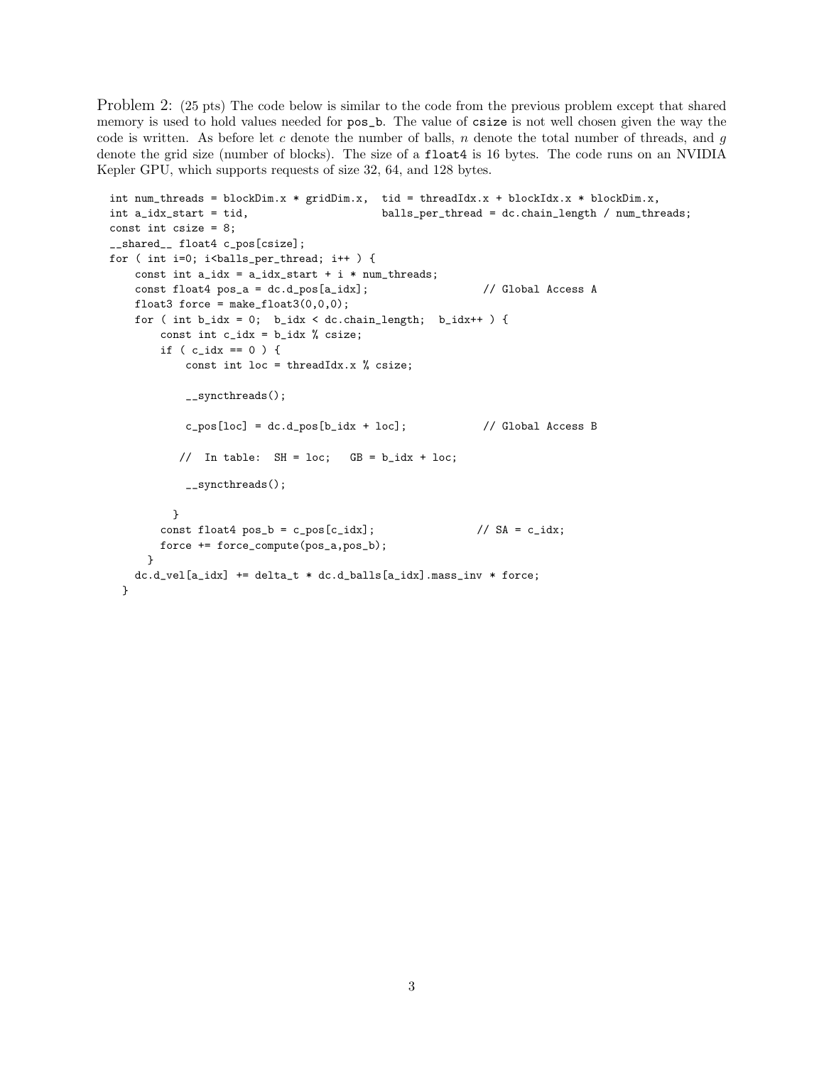Problem 2: (25 pts) The code below is similar to the code from the previous problem except that shared memory is used to hold values needed for `pos_b`. The value of `csize` is not well chosen given the way the code is written. As before let $c$ denote the number of balls, $n$ denote the total number of threads, and $g$ denote the grid size (number of blocks). The size of a `float4` is 16 bytes. The code runs on an NVIDIA Kepler GPU, which supports requests of size 32, 64, and 128 bytes.

```
int num_threads = blockDim.x * gridDim.x,  tid = threadIdx.x + blockIdx.x * blockDim.x,
int a_idx_start = tid,                     balls_per_thread = dc.chain_length / num_threads;
const int csize = 8;
__shared__ float4 c_pos[csize];
for ( int i=0; i<balls_per_thread; i++ ) {
    const int a_idx = a_idx_start + i * num_threads;
    const float4 pos_a = dc.d_pos[a_idx];                   // Global Access A
    float3 force = make_float3(0,0,0);
    for ( int b_idx = 0;  b_idx < dc.chain_length;  b_idx++ ) {
        const int c_idx = b_idx % csize;
        if ( c_idx == 0 ) {
            const int loc = threadIdx.x % csize;

            __syncthreads();

            c_pos[loc] = dc.d_pos[b_idx + loc];             // Global Access B

           //  In table:  SH = loc;   GB = b_idx + loc;

            __syncthreads();

          }
        const float4 pos_b = c_pos[c_idx];                 // SA = c_idx;
        force += force_compute(pos_a,pos_b);
      }
    dc.d_vel[a_idx] += delta_t * dc.d_balls[a_idx].mass_inv * force;
  }
```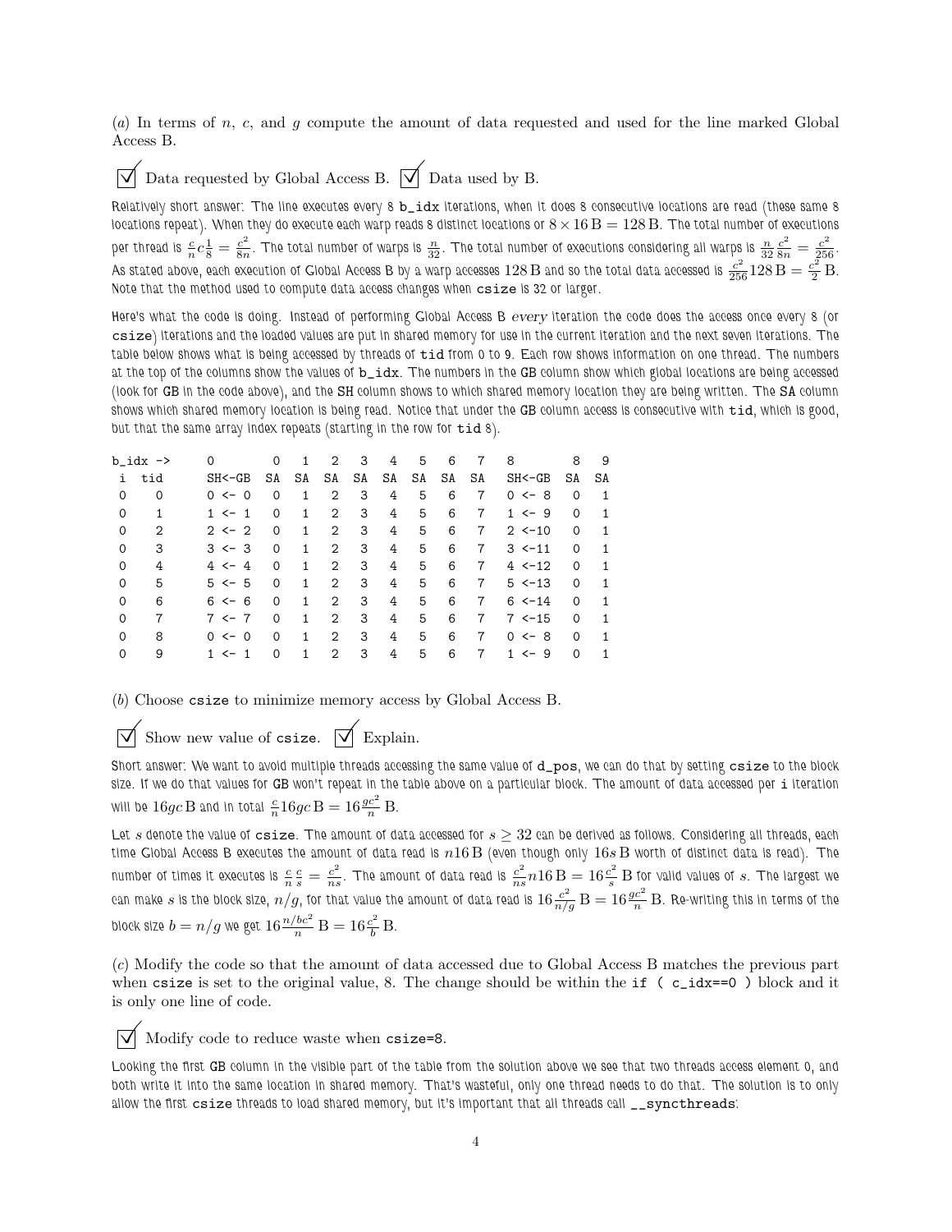(*a*) In terms of $n$, $c$, and $g$ compute the amount of data requested and used for the line marked Global Access B.

☑ Data requested by Global Access B. ☑ Data used by B.

Relatively short answer: The line executes every 8 `b_idx` iterations, when it does 8 consecutive locations are read (these same 8 locations repeat). When they do execute each warp reads 8 distinct locations or $8 \times 16\,\mathrm{B} = 128\,\mathrm{B}$. The total number of executions per thread is $\frac{c}{n} c \frac{1}{8} = \frac{c^2}{8n}$. The total number of warps is $\frac{n}{32}$. The total number of executions considering all warps is $\frac{n}{32}\frac{c^2}{8n} = \frac{c^2}{256}$. As stated above, each execution of Global Access B by a warp accesses $128\,\mathrm{B}$ and so the total data accessed is $\frac{c^2}{256} 128\,\mathrm{B} = \frac{c^2}{2}\,\mathrm{B}$. Note that the method used to compute data access changes when `csize` is 32 or larger.

Here's what the code is doing. Instead of performing Global Access B *every* iteration the code does the access once every 8 (or `csize`) iterations and the loaded values are put in shared memory for use in the current iteration and the next seven iterations. The table below shows what is being accessed by threads of `tid` from 0 to 9. Each row shows information on one thread. The numbers at the top of the columns show the values of `b_idx`. The numbers in the `GB` column show which global locations are being accessed (look for `GB` in the code above), and the `SH` column shows to which shared memory location they are being written. The `SA` column shows which shared memory location is being read. Notice that under the `GB` column access is consecutive with `tid`, which is good, but that the same array index repeats (starting in the row for `tid` 8).

```
b_idx ->     0         0   1   2   3   4   5   6   7   8         8   9
 i  tid      SH<-GB    SA  SA  SA  SA  SA  SA  SA  SA  SH<-GB    SA  SA
 0   0       0 <- 0    0   1   2   3   4   5   6   7   0 <- 8    0   1
 0   1       1 <- 1    0   1   2   3   4   5   6   7   1 <- 9    0   1
 0   2       2 <- 2    0   1   2   3   4   5   6   7   2 <-10    0   1
 0   3       3 <- 3    0   1   2   3   4   5   6   7   3 <-11    0   1
 0   4       4 <- 4    0   1   2   3   4   5   6   7   4 <-12    0   1
 0   5       5 <- 5    0   1   2   3   4   5   6   7   5 <-13    0   1
 0   6       6 <- 6    0   1   2   3   4   5   6   7   6 <-14    0   1
 0   7       7 <- 7    0   1   2   3   4   5   6   7   7 <-15    0   1
 0   8       0 <- 0    0   1   2   3   4   5   6   7   0 <- 8    0   1
 0   9       1 <- 1    0   1   2   3   4   5   6   7   1 <- 9    0   1
```

(*b*) Choose `csize` to minimize memory access by Global Access B.

☑ Show new value of `csize`. ☑ Explain.

Short answer: We want to avoid multiple threads accessing the same value of `d_pos`, we can do that by setting `csize` to the block size. If we do that values for `GB` won't repeat in the table above on a particular block. The amount of data accessed per `i` iteration will be $16gc\,\mathrm{B}$ and in total $\frac{c}{n}16gc\,\mathrm{B} = 16\frac{gc^2}{n}\,\mathrm{B}$.

Let $s$ denote the value of `csize`. The amount of data accessed for $s \geq 32$ can be derived as follows. Considering all threads, each time Global Access B executes the amount of data read is $n16\,\mathrm{B}$ (even though only $16s\,\mathrm{B}$ worth of distinct data is read). The number of times it executes is $\frac{c}{n}\frac{c}{s} = \frac{c^2}{ns}$. The amount of data read is $\frac{c^2}{ns} n16\,\mathrm{B} = 16\frac{c^2}{s}\,\mathrm{B}$ for valid values of $s$. The largest we can make $s$ is the block size, $n/g$, for that value the amount of data read is $16\frac{c^2}{n/g}\,\mathrm{B} = 16\frac{gc^2}{n}\,\mathrm{B}$. Re-writing this in terms of the block size $b = n/g$ we get $16\frac{n/bc^2}{n}\,\mathrm{B} = 16\frac{c^2}{b}\,\mathrm{B}$.

(*c*) Modify the code so that the amount of data accessed due to Global Access B matches the previous part when `csize` is set to the original value, 8. The change should be within the `if ( c_idx==0 )` block and it is only one line of code.

☑ Modify code to reduce waste when `csize=8`.

Looking the first `GB` column in the visible part of the table from the solution above we see that two threads access element 0, and both write it into the same location in shared memory. That's wasteful, only one thread needs to do that. The solution is to only allow the first `csize` threads to load shared memory, but it's important that all threads call `__syncthreads`.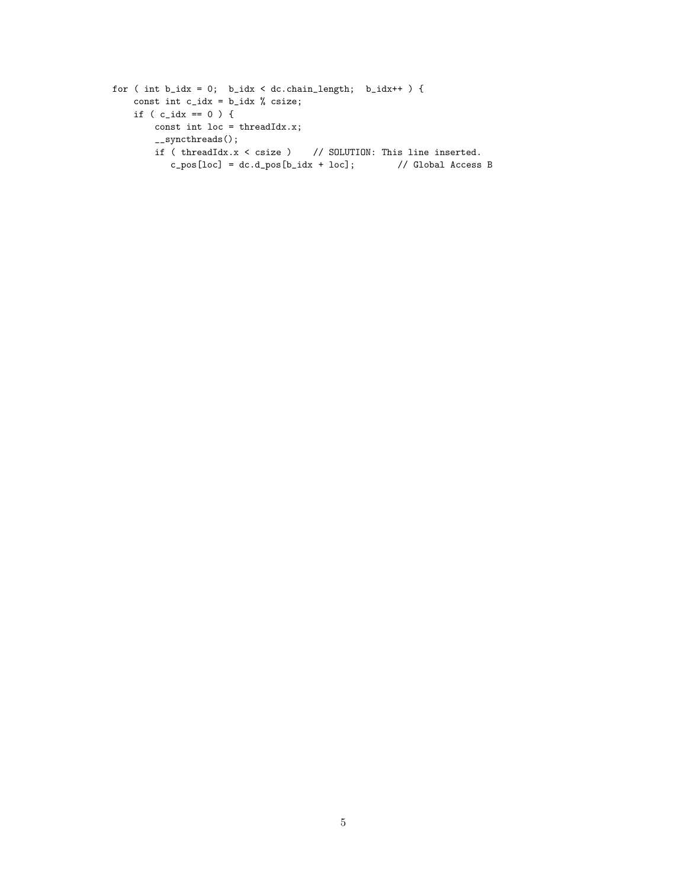```
for ( int b_idx = 0;  b_idx < dc.chain_length;  b_idx++ ) {
    const int c_idx = b_idx % csize;
    if ( c_idx == 0 ) {
        const int loc = threadIdx.x;
        __syncthreads();
        if ( threadIdx.x < csize )    // SOLUTION: This line inserted.
           c_pos[loc] = dc.d_pos[b_idx + loc];        // Global Access B
```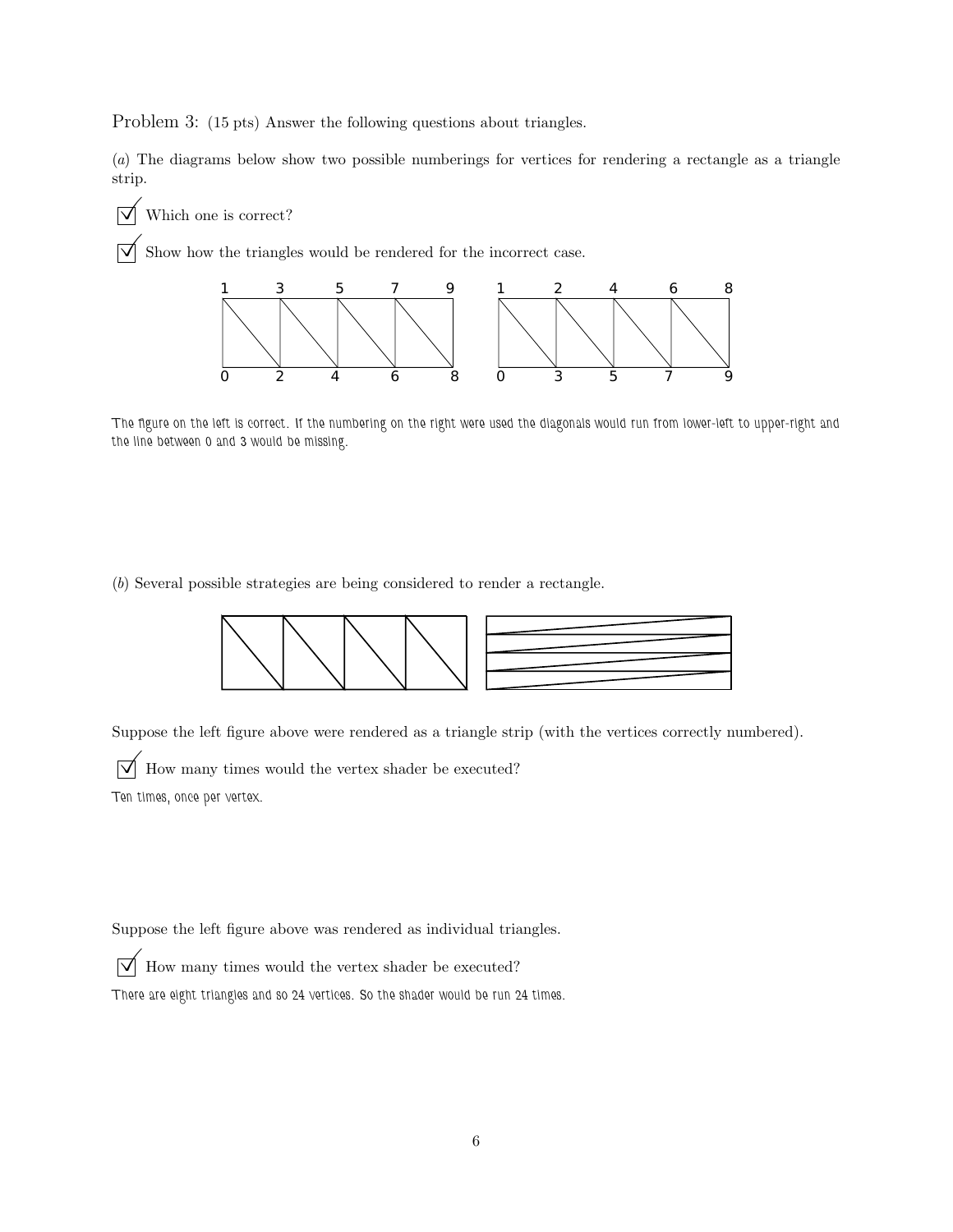Problem 3: (15 pts) Answer the following questions about triangles.

(*a*) The diagrams below show two possible numberings for vertices for rendering a rectangle as a triangle strip.

☑ Which one is correct?

☑ Show how the triangles would be rendered for the incorrect case.

The figure on the left is correct. If the numbering on the right were used the diagonals would run from lower-left to upper-right and the line between 0 and 3 would be missing.

(*b*) Several possible strategies are being considered to render a rectangle.

Suppose the left figure above were rendered as a triangle strip (with the vertices correctly numbered).

☑ How many times would the vertex shader be executed?

Ten times, once per vertex.

Suppose the left figure above was rendered as individual triangles.

☑ How many times would the vertex shader be executed?

There are eight triangles and so 24 vertices. So the shader would be run 24 times.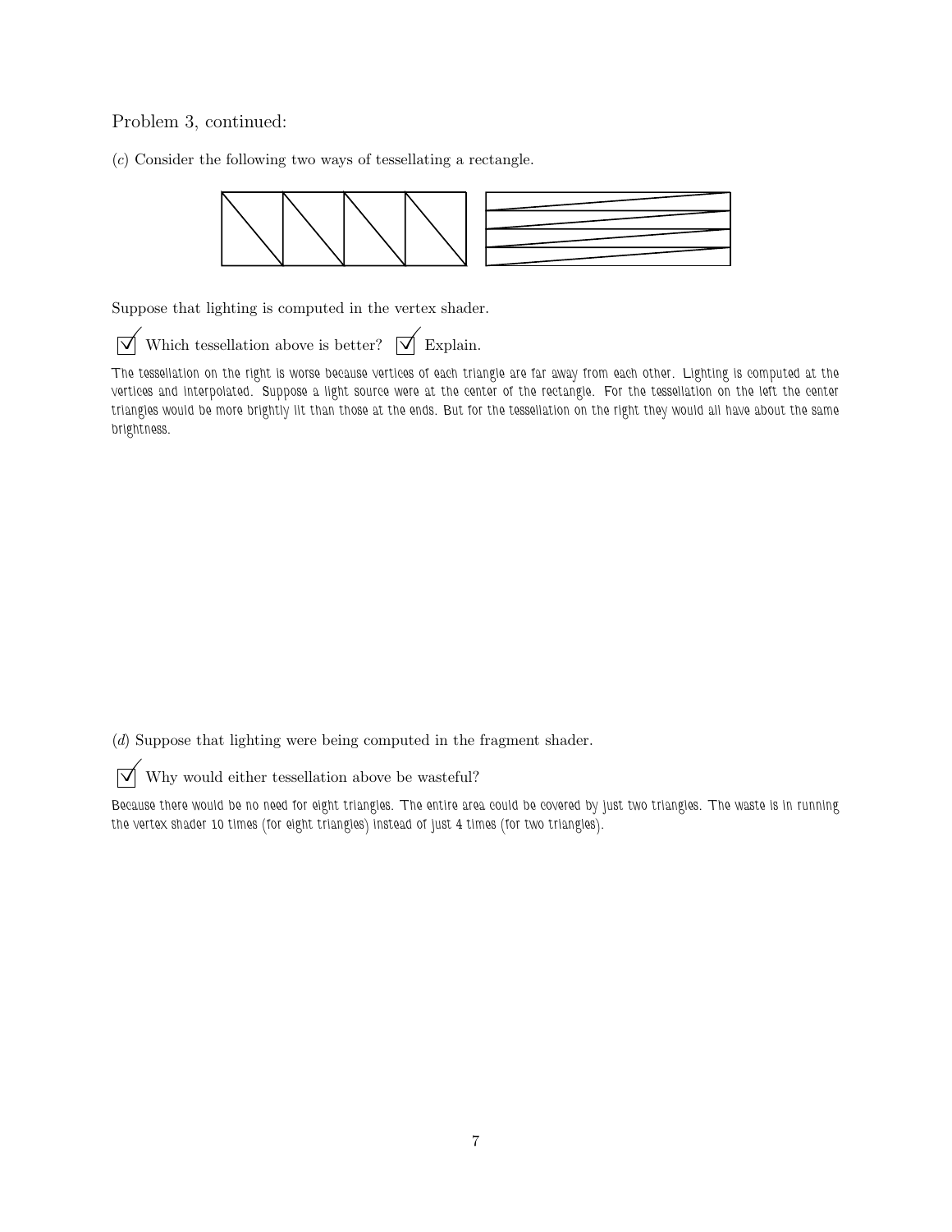Problem 3, continued:

(*c*) Consider the following two ways of tessellating a rectangle.

Suppose that lighting is computed in the vertex shader.

☑ Which tessellation above is better? ☑ Explain.

The tessellation on the right is worse because vertices of each triangle are far away from each other. Lighting is computed at the vertices and interpolated. Suppose a light source were at the center of the rectangle. For the tessellation on the left the center triangles would be more brightly lit than those at the ends. But for the tessellation on the right they would all have about the same brightness.

(*d*) Suppose that lighting were being computed in the fragment shader.

☑ Why would either tessellation above be wasteful?

Because there would be no need for eight triangles. The entire area could be covered by just two triangles. The waste is in running the vertex shader 10 times (for eight triangles) instead of just 4 times (for two triangles).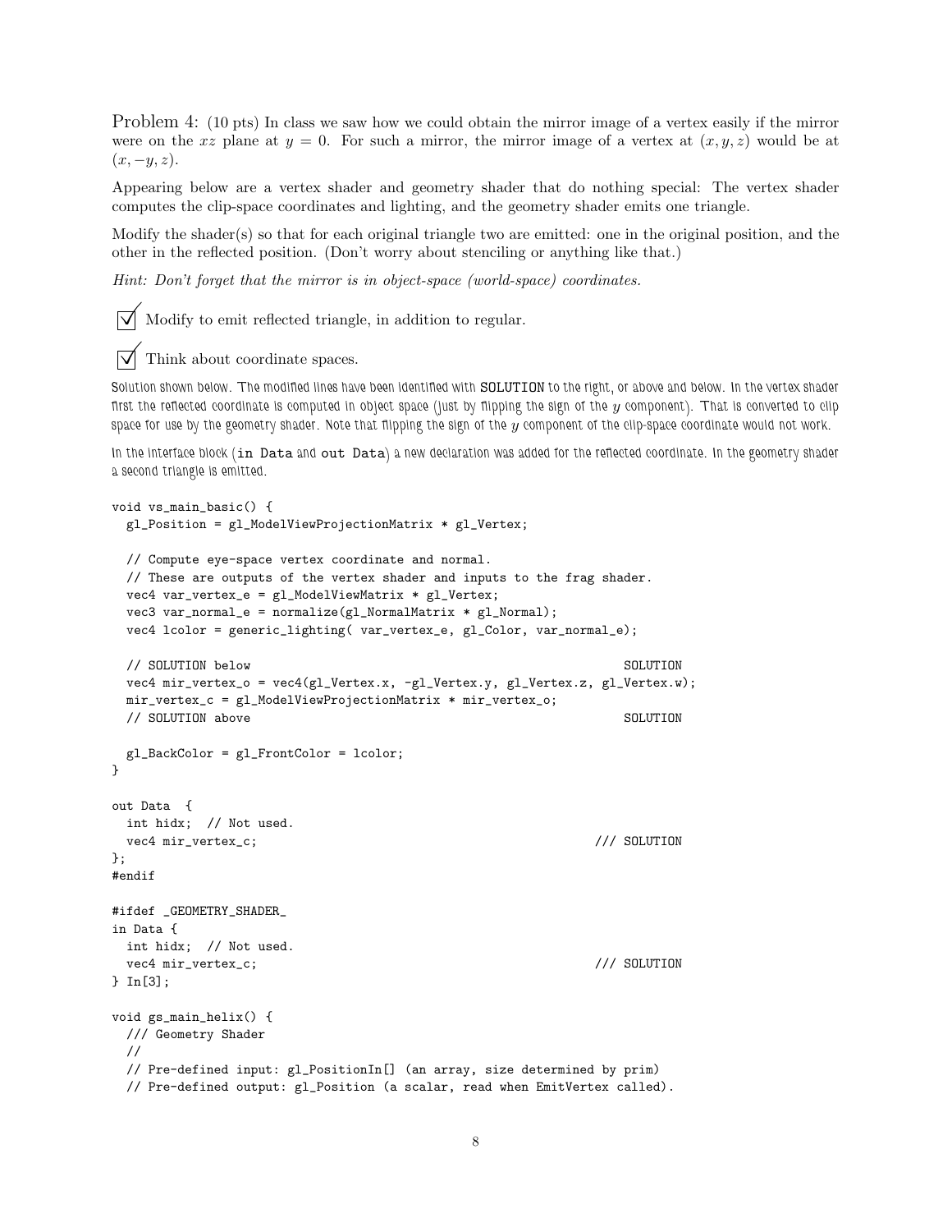Problem 4: (10 pts) In class we saw how we could obtain the mirror image of a vertex easily if the mirror were on the $xz$ plane at $y = 0$. For such a mirror, the mirror image of a vertex at $(x, y, z)$ would be at $(x, -y, z)$.

Appearing below are a vertex shader and geometry shader that do nothing special: The vertex shader computes the clip-space coordinates and lighting, and the geometry shader emits one triangle.

Modify the shader(s) so that for each original triangle two are emitted: one in the original position, and the other in the reflected position. (Don't worry about stenciling or anything like that.)

*Hint: Don't forget that the mirror is in object-space (world-space) coordinates.*

☑ Modify to emit reflected triangle, in addition to regular.

☑ Think about coordinate spaces.

Solution shown below. The modified lines have been identified with **SOLUTION** to the right, or above and below. In the vertex shader first the reflected coordinate is computed in object space (just by flipping the sign of the $y$ component). That is converted to clip space for use by the geometry shader. Note that flipping the sign of the $y$ component of the clip-space coordinate would not work.

In the interface block (`in Data` and `out Data`) a new declaration was added for the reflected coordinate. In the geometry shader a second triangle is emitted.

```
void vs_main_basic() {
  gl_Position = gl_ModelViewProjectionMatrix * gl_Vertex;

  // Compute eye-space vertex coordinate and normal.
  // These are outputs of the vertex shader and inputs to the frag shader.
  vec4 var_vertex_e = gl_ModelViewMatrix * gl_Vertex;
  vec3 var_normal_e = normalize(gl_NormalMatrix * gl_Normal);
  vec4 lcolor = generic_lighting( var_vertex_e, gl_Color, var_normal_e);

  // SOLUTION below                                                  SOLUTION
  vec4 mir_vertex_o = vec4(gl_Vertex.x, -gl_Vertex.y, gl_Vertex.z, gl_Vertex.w);
  mir_vertex_c = gl_ModelViewProjectionMatrix * mir_vertex_o;
  // SOLUTION above                                                  SOLUTION

  gl_BackColor = gl_FrontColor = lcolor;
}

out Data  {
  int hidx;  // Not used.
  vec4 mir_vertex_c;                                                 /// SOLUTION
};
#endif

#ifdef _GEOMETRY_SHADER_
in Data {
  int hidx;  // Not used.
  vec4 mir_vertex_c;                                                 /// SOLUTION
} In[3];

void gs_main_helix() {
  /// Geometry Shader
  //
  // Pre-defined input: gl_PositionIn[] (an array, size determined by prim)
  // Pre-defined output: gl_Position (a scalar, read when EmitVertex called).
```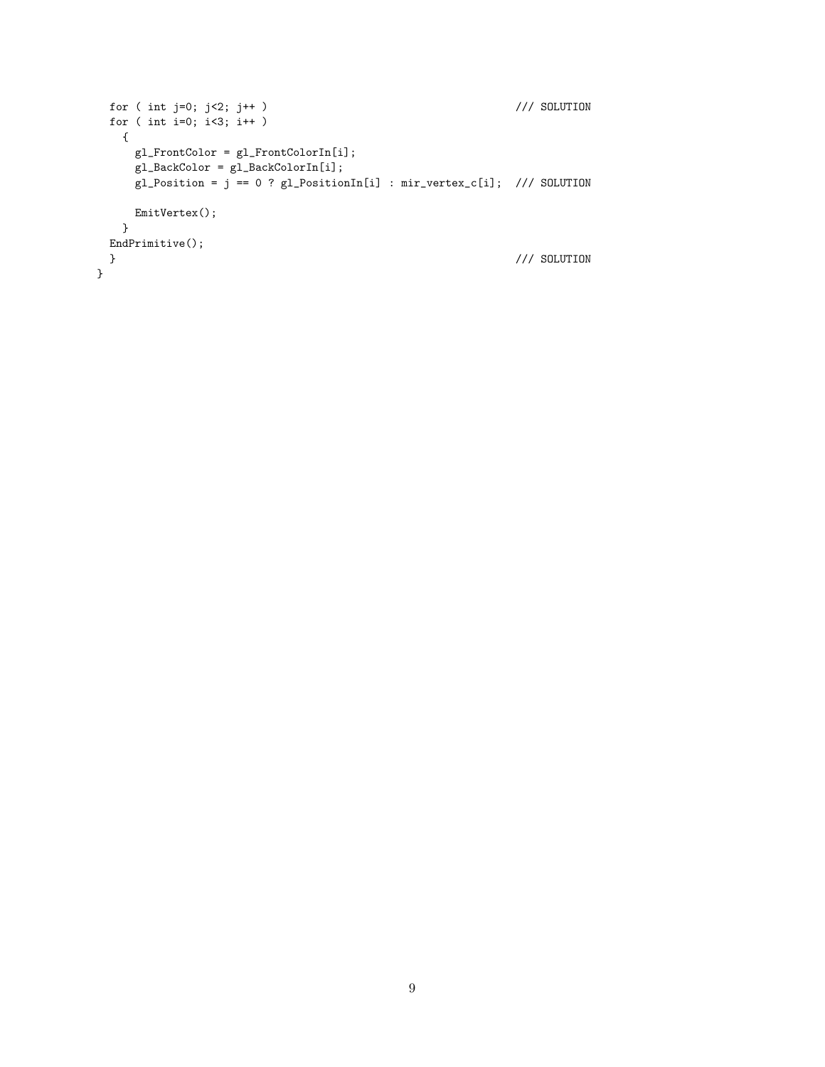```
  for ( int j=0; j<2; j++ )                                          /// SOLUTION
  for ( int i=0; i<3; i++ )
    {
      gl_FrontColor = gl_FrontColorIn[i];
      gl_BackColor = gl_BackColorIn[i];
      gl_Position = j == 0 ? gl_PositionIn[i] : mir_vertex_c[i];  /// SOLUTION

      EmitVertex();
    }
  EndPrimitive();
  }                                                                  /// SOLUTION
}
```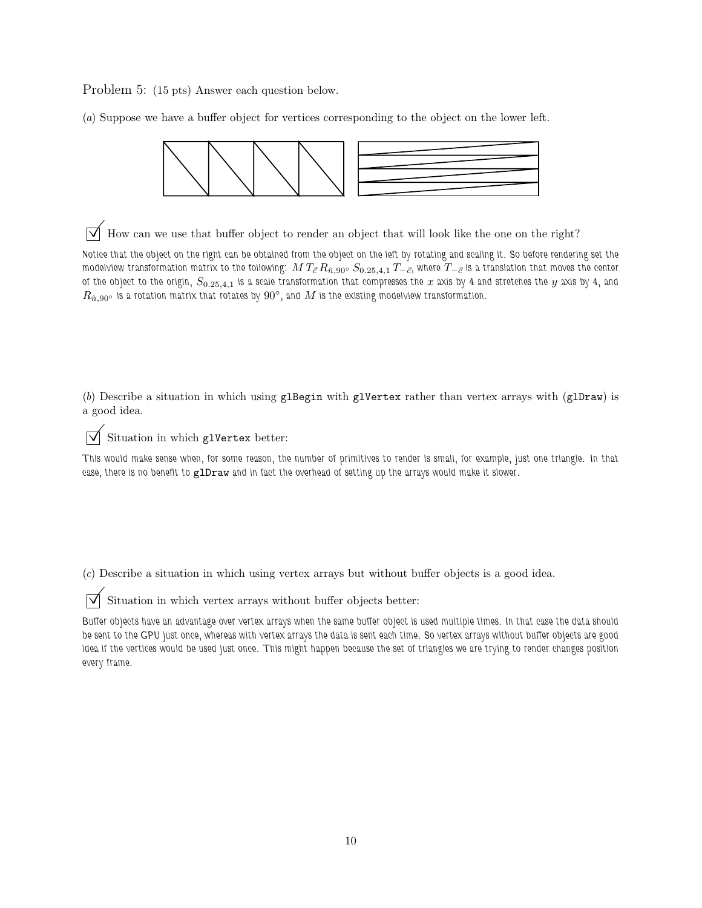Problem 5: (15 pts) Answer each question below.

(*a*) Suppose we have a buffer object for vertices corresponding to the object on the lower left.

☑ How can we use that buffer object to render an object that will look like the one on the right?

Notice that the object on the right can be obtained from the object on the left by rotating and scaling it. So before rendering set the modelview transformation matrix to the following: $M\, T_{\vec{c}}\, R_{\hat{n},90^\circ}\, S_{0.25,4,1}\, T_{-\vec{c}}$, where $T_{-\vec{c}}$ is a translation that moves the center of the object to the origin, $S_{0.25,4,1}$ is a scale transformation that compresses the $x$ axis by 4 and stretches the $y$ axis by 4, and $R_{\hat{n},90^\circ}$ is a rotation matrix that rotates by $90^\circ$, and $M$ is the existing modelview transformation.

(*b*) Describe a situation in which using `glBegin` with `glVertex` rather than vertex arrays with (`glDraw`) is a good idea.

☑ Situation in which `glVertex` better:

This would make sense when, for some reason, the number of primitives to render is small, for example, just one triangle. In that case, there is no benefit to `glDraw` and in fact the overhead of setting up the arrays would make it slower.

(*c*) Describe a situation in which using vertex arrays but without buffer objects is a good idea.

☑ Situation in which vertex arrays without buffer objects better:

Buffer objects have an advantage over vertex arrays when the same buffer object is used multiple times. In that case the data should be sent to the GPU just once, whereas with vertex arrays the data is sent each time. So vertex arrays without buffer objects are good idea if the vertices would be used just once. This might happen because the set of triangles we are trying to render changes position every frame.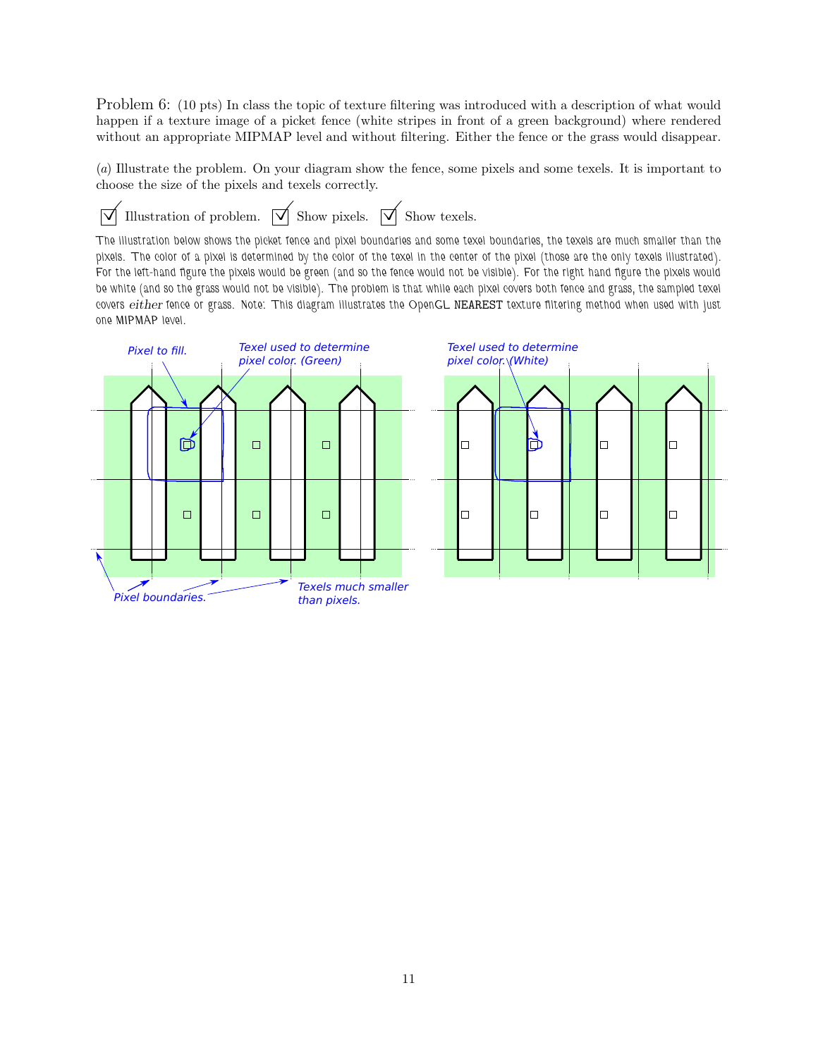Problem 6: (10 pts) In class the topic of texture filtering was introduced with a description of what would happen if a texture image of a picket fence (white stripes in front of a green background) where rendered without an appropriate MIPMAP level and without filtering. Either the fence or the grass would disappear.

(*a*) Illustrate the problem. On your diagram show the fence, some pixels and some texels. It is important to choose the size of the pixels and texels correctly.

☑ Illustration of problem. ☑ Show pixels. ☑ Show texels.

The illustration below shows the picket fence and pixel boundaries and some texel boundaries, the texels are much smaller than the pixels. The color of a pixel is determined by the color of the texel in the center of the pixel (those are the only texels illustrated). For the left-hand figure the pixels would be green (and so the fence would not be visible). For the right hand figure the pixels would be white (and so the grass would not be visible). The problem is that while each pixel covers both fence and grass, the sampled texel covers *either* fence or grass. Note: This diagram illustrates the OpenGL `NEAREST` texture filtering method when used with just one MIPMAP level.

Pixel to fill. Texel used to determine pixel color. (Green) Texel used to determine pixel color. (White)

Pixel boundaries. Texels much smaller than pixels.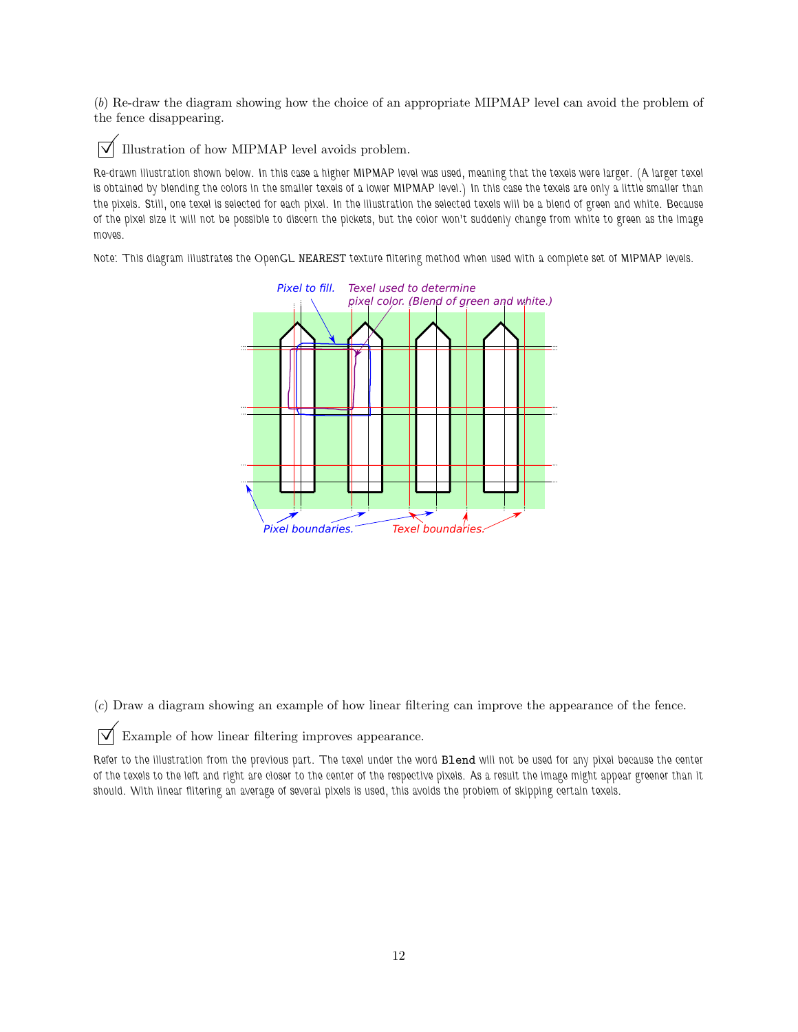(*b*) Re-draw the diagram showing how the choice of an appropriate MIPMAP level can avoid the problem of the fence disappearing.

☑ Illustration of how MIPMAP level avoids problem.

Re-drawn illustration shown below. In this case a higher MIPMAP level was used, meaning that the texels were larger. (A larger texel is obtained by blending the colors in the smaller texels of a lower MIPMAP level.) In this case the texels are only a little smaller than the pixels. Still, one texel is selected for each pixel. In the illustration the selected texels will be a blend of green and white. Because of the pixel size it will not be possible to discern the pickets, but the color won't suddenly change from white to green as the image moves.

Note: This diagram illustrates the OpenGL NEAREST texture filtering method when used with a complete set of MIPMAP levels.

Pixel to fill.

Texel used to determine pixel color. (Blend of green and white.)

Pixel boundaries.

Texel boundaries.

(*c*) Draw a diagram showing an example of how linear filtering can improve the appearance of the fence.

☑ Example of how linear filtering improves appearance.

Refer to the illustration from the previous part. The texel under the word `Blend` will not be used for any pixel because the center of the texels to the left and right are closer to the center of the respective pixels. As a result the image might appear greener than it should. With linear filtering an average of several pixels is used, this avoids the problem of skipping certain texels.